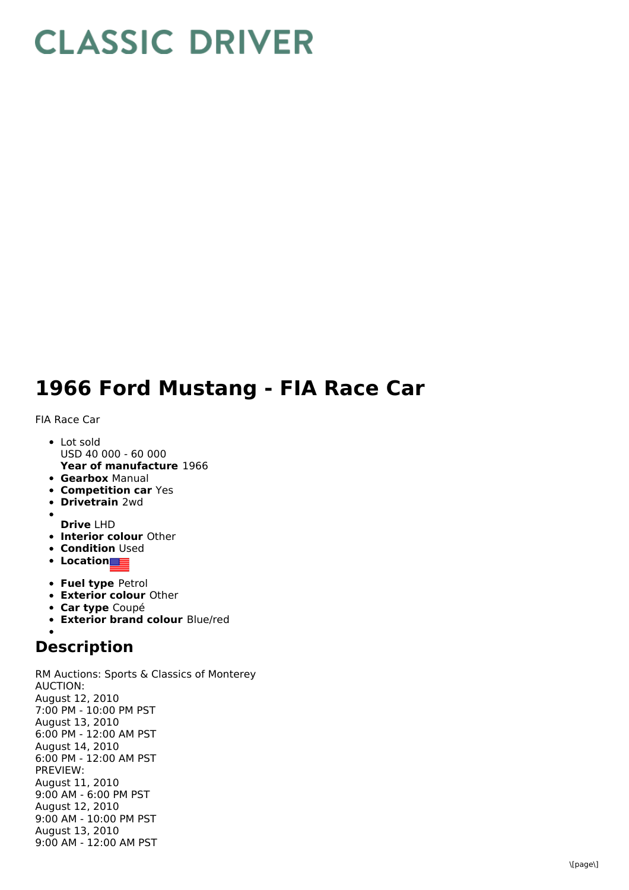# CLASSIC DRIVER

# 1966 Ford Mustang - FIA Race Car

FIA Race Car

- Lot sold
  USD 40 000 - 60 000
  **Year of manufacture** 1966
- **Gearbox** Manual
- **Competition car** Yes
- **Drivetrain** 2wd
- **Drive** LHD
- **Interior colour** Other
- **Condition** Used
- **Location**
- **Fuel type** Petrol
- **Exterior colour** Other
- **Car type** Coupé
- **Exterior brand colour** Blue/red

## Description

RM Auctions: Sports & Classics of Monterey
AUCTION:
August 12, 2010
7:00 PM - 10:00 PM PST
August 13, 2010
6:00 PM - 12:00 AM PST
August 14, 2010
6:00 PM - 12:00 AM PST
PREVIEW:
August 11, 2010
9:00 AM - 6:00 PM PST
August 12, 2010
9:00 AM - 10:00 PM PST
August 13, 2010
9:00 AM - 12:00 AM PST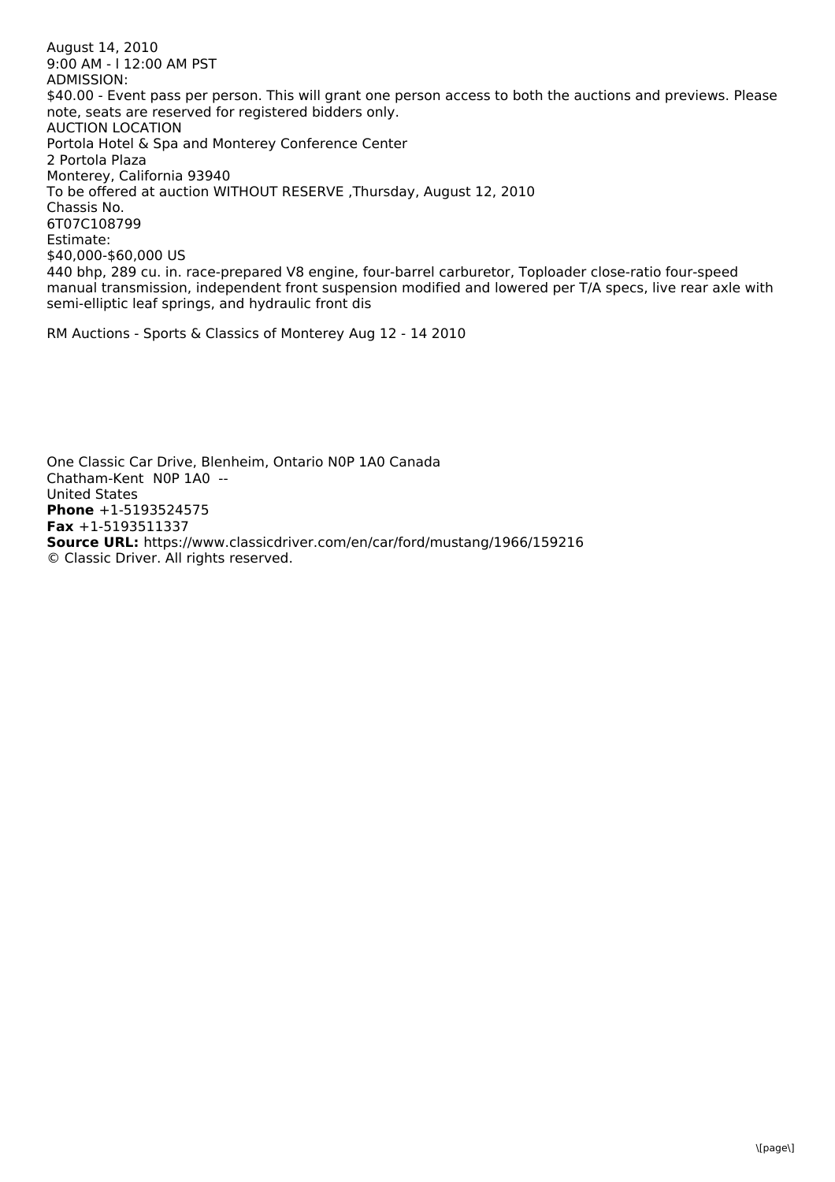August 14, 2010
9:00 AM - l 12:00 AM PST
ADMISSION:
$40.00 - Event pass per person. This will grant one person access to both the auctions and previews. Please note, seats are reserved for registered bidders only.
AUCTION LOCATION
Portola Hotel & Spa and Monterey Conference Center
2 Portola Plaza
Monterey, California 93940
To be offered at auction WITHOUT RESERVE ,Thursday, August 12, 2010
Chassis No.
6T07C108799
Estimate:
$40,000-$60,000 US
440 bhp, 289 cu. in. race-prepared V8 engine, four-barrel carburetor, Toploader close-ratio four-speed manual transmission, independent front suspension modified and lowered per T/A specs, live rear axle with semi-elliptic leaf springs, and hydraulic front dis

RM Auctions - Sports & Classics of Monterey Aug 12 - 14 2010

One Classic Car Drive, Blenheim, Ontario N0P 1A0 Canada
Chatham-Kent  N0P 1A0  --
United States
**Phone** +1-5193524575
**Fax** +1-5193511337
**Source URL:** https://www.classicdriver.com/en/car/ford/mustang/1966/159216
© Classic Driver. All rights reserved.